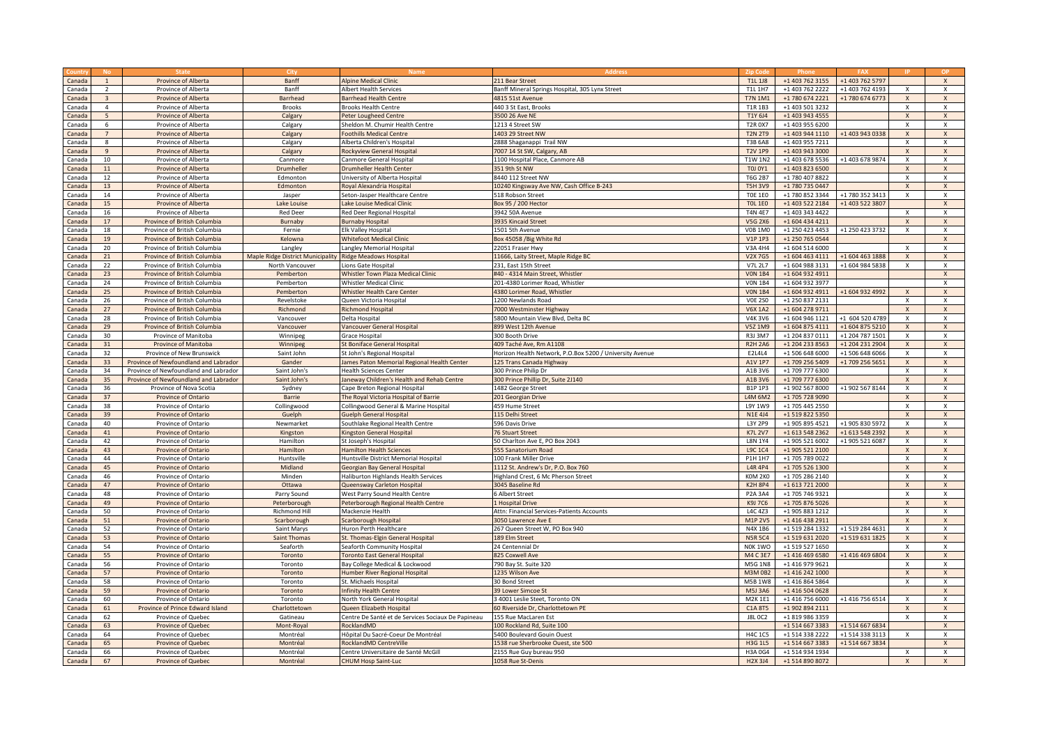| Country | No | State | City | Name | Address | Zip Code | Phone | FAX | IP | OP |
|---|---|---|---|---|---|---|---|---|---|---|
| Canada | 1 | Province of Alberta | Banff | Alpine Medical Clinic | 211 Bear Street | T1L 1J8 | +1 403 762 3155 | +1 403 762 5797 | | X |
| Canada | 2 | Province of Alberta | Banff | Albert Health Services | Banff Mineral Springs Hospital, 305 Lynx Street | T1L 1H7 | +1 403 762 2222 | +1 403 762 4193 | X | X |
| Canada | 3 | Province of Alberta | Barrhead | Barrhead Health Centre | 4815 51st Avenue | T7N 1M1 | +1 780 674 2221 | +1 780 674 6773 | X | X |
| Canada | 4 | Province of Alberta | Brooks | Brooks Health Centre | 440 3 St East, Brooks | T1R 1B3 | +1 403 501 3232 | | X | X |
| Canada | 5 | Province of Alberta | Calgary | Peter Lougheed Centre | 3500 26 Ave NE | T1Y 6J4 | +1 403 943 4555 | | X | X |
| Canada | 6 | Province of Alberta | Calgary | Sheldon M. Chumir Health Centre | 1213 4 Street SW | T2R 0X7 | +1 403 955 6200 | | X | X |
| Canada | 7 | Province of Alberta | Calgary | Foothills Medical Centre | 1403 29 Street NW | T2N 2T9 | +1 403 944 1110 | +1 403 943 0338 | X | X |
| Canada | 8 | Province of Alberta | Calgary | Alberta Children's Hospital | 2888 Shaganappi Trail NW | T3B 6A8 | +1 403 955 7211 | | X | X |
| Canada | 9 | Province of Alberta | Calgary | Rockyview General Hospital | 7007 14 St SW, Calgary, AB | T2V 1P9 | +1 403 943 3000 | | X | X |
| Canada | 10 | Province of Alberta | Canmore | Canmore General Hospital | 1100 Hospital Place, Canmore AB | T1W 1N2 | +1 403 678 5536 | +1 403 678 9874 | X | X |
| Canada | 11 | Province of Alberta | Drumheller | Drumheller Health Center | 351 9th St NW | T0J 0Y1 | +1 403 823 6500 | | X | X |
| Canada | 12 | Province of Alberta | Edmonton | University of Alberta Hospital | 8440 112 Street NW | T6G 2B7 | +1 780 407 8822 | | X | X |
| Canada | 13 | Province of Alberta | Edmonton | Royal Alexandria Hospital | 10240 Kingsway Ave NW, Cash Office B-243 | T5H 3V9 | +1 780 735 0447 | | X | X |
| Canada | 14 | Province of Alberta | Jasper | Seton-Jasper Healthcare Centre | 518 Robson Street | T0E 1E0 | +1 780 852 3344 | +1 780 352 3413 | X | X |
| Canada | 15 | Province of Alberta | Lake Louise | Lake Louise Medical Clinic | Box 95 / 200 Hector | T0L 1E0 | +1 403 522 2184 | +1 403 522 3807 | | X |
| Canada | 16 | Province of Alberta | Red Deer | Red Deer Regional Hospital | 3942 50A Avenue | T4N 4E7 | +1 403 343 4422 | | X | X |
| Canada | 17 | Province of British Columbia | Burnaby | Burnaby Hospital | 3935 Kincaid Street | V5G 2X6 | +1 604 434 4211 | | X | X |
| Canada | 18 | Province of British Columbia | Fernie | Elk Valley Hospital | 1501 5th Avenue | V0B 1M0 | +1 250 423 4453 | +1 250 423 3732 | X | X |
| Canada | 19 | Province of British Columbia | Kelowna | Whitefoot Medical Clinic | Box 45058 /Big White Rd | V1P 1P3 | +1 250 765 0544 | | | X |
| Canada | 20 | Province of British Columbia | Langley | Langley Memorial Hospital | 22051 Fraser Hwy | V3A 4H4 | +1 604 514 6000 | | X | X |
| Canada | 21 | Province of British Columbia | Maple Ridge District Municipality | Ridge Meadows Hospital | 11666, Laity Street, Maple Ridge BC | V2X 7G5 | +1 604 463 4111 | +1 604 463 1888 | X | X |
| Canada | 22 | Province of British Columbia | North Vancouver | Lions Gate Hospital | 231, East 15th Street | V7L 2L7 | +1 604 988 3131 | +1 604 984 5838 | X | X |
| Canada | 23 | Province of British Columbia | Pemberton | Whistler Town Plaza Medical Clinic | #40 - 4314 Main Street, Whistler | V0N 1B4 | +1 604 932 4911 | | | X |
| Canada | 24 | Province of British Columbia | Pemberton | Whistler Medical Clinic | 201-4380 Lorimer Road, Whistler | V0N 1B4 | +1 604 932 3977 | | | X |
| Canada | 25 | Province of British Columbia | Pemberton | Whistler Health Care Center | 4380 Lorimer Road, Whistler | V0N 1B4 | +1 604 932 4911 | +1 604 932 4992 | X | X |
| Canada | 26 | Province of British Columbia | Revelstoke | Queen Victoria Hospital | 1200 Newlands Road | V0E 2S0 | +1 250 837 2131 | | X | X |
| Canada | 27 | Province of British Columbia | Richmond | Richmond Hospital | 7000 Westminster Highway | V6X 1A2 | +1 604 278 9711 | | X | X |
| Canada | 28 | Province of British Columbia | Vancouver | Delta Hospital | 5800 Mountain View Blvd, Delta BC | V4K 3V6 | +1 604 946 1121 | +1 604 520 4789 | X | X |
| Canada | 29 | Province of British Columbia | Vancouver | Vancouver General Hospital | 899 West 12th Avenue | V5Z 1M9 | +1 604 875 4111 | +1 604 875 5210 | X | X |
| Canada | 30 | Province of Manitoba | Winnipeg | Grace Hospital | 300 Booth Drive | R3J 3M7 | +1 204 837 0111 | +1 204 787 1501 | X | X |
| Canada | 31 | Province of Manitoba | Winnipeg | St Boniface General Hospital | 409 Taché Ave, Rm A1108 | R2H 2A6 | +1 204 233 8563 | +1 204 231 2904 | X | X |
| Canada | 32 | Province of New Brunswick | Saint John | St John's Regional Hospital | Horizon Health Network, P.O.Box 5200 / University Avenue | E2L4L4 | +1 506 648 6000 | +1 506 648 6066 | X | X |
| Canada | 33 | Province of Newfoundland and Labrador | Gander | James Paton Memorial Regional Health Center | 125 Trans Canada Highway | A1V 1P7 | +1 709 256 5409 | +1 709 256 5651 | X | X |
| Canada | 34 | Province of Newfoundland and Labrador | Saint John's | Health Sciences Center | 300 Prince Philip Dr | A1B 3V6 | +1 709 777 6300 | | X | X |
| Canada | 35 | Province of Newfoundland and Labrador | Saint John's | Janeway Children's Health and Rehab Centre | 300 Prince Phillip Dr, Suite 2J140 | A1B 3V6 | +1 709 777 6300 | | X | X |
| Canada | 36 | Province of Nova Scotia | Sydney | Cape Breton Regional Hospital | 1482 George Street | B1P 1P3 | +1 902 567 8000 | +1 902 567 8144 | X | X |
| Canada | 37 | Province of Ontario | Barrie | The Royal Victoria Hospital of Barrie | 201 Georgian Drive | L4M 6M2 | +1 705 728 9090 | | X | X |
| Canada | 38 | Province of Ontario | Collingwood | Collingwood General & Marine Hospital | 459 Hume Street | L9Y 1W9 | +1 705 445 2550 | | X | X |
| Canada | 39 | Province of Ontario | Guelph | Guelph General Hospital | 115 Delhi Street | N1E 4J4 | +1 519 822 5350 | | X | X |
| Canada | 40 | Province of Ontario | Newmarket | Southlake Regional Health Centre | 596 Davis Drive | L3Y 2P9 | +1 905 895 4521 | +1 905 830 5972 | X | X |
| Canada | 41 | Province of Ontario | Kingston | Kingston General Hospital | 76 Stuart Street | K7L 2V7 | +1 613 548 2362 | +1 613 548 2392 | X | X |
| Canada | 42 | Province of Ontario | Hamilton | St Joseph's Hospital | 50 Charlton Ave E, PO Box 2043 | L8N 1Y4 | +1 905 521 6002 | +1 905 521 6087 | X | X |
| Canada | 43 | Province of Ontario | Hamilton | Hamilton Health Sciences | 555 Sanatorium Road | L9C 1C4 | +1 905 521 2100 | | X | X |
| Canada | 44 | Province of Ontario | Huntsville | Huntsville District Memorial Hospital | 100 Frank Miller Drive | P1H 1H7 | +1 705 789 0022 | | X | X |
| Canada | 45 | Province of Ontario | Midland | Georgian Bay General Hospital | 1112 St. Andrew's Dr, P.O. Box 760 | L4R 4P4 | +1 705 526 1300 | | X | X |
| Canada | 46 | Province of Ontario | Minden | Haliburton Highlands Health Services | Highland Crest, 6 Mc Pherson Street | K0M 2K0 | +1 705 286 2140 | | X | X |
| Canada | 47 | Province of Ontario | Ottawa | Queensway Carleton Hospital | 3045 Baseline Rd | K2H 8P4 | +1 613 721 2000 | | X | X |
| Canada | 48 | Province of Ontario | Parry Sound | West Parry Sound Health Centre | 6 Albert Street | P2A 3A4 | +1 705 746 9321 | | X | X |
| Canada | 49 | Province of Ontario | Peterborough | Peterborough Regional Health Centre | 1 Hospital Drive | K9J 7C6 | +1 705 876 5026 | | X | X |
| Canada | 50 | Province of Ontario | Richmond Hill | Mackenzie Health | Attn: Financial Services-Patients Accounts | L4C 4Z3 | +1 905 883 1212 | | X | X |
| Canada | 51 | Province of Ontario | Scarborough | Scarborough Hospital | 3050 Lawrence Ave E | M1P 2V5 | +1 416 438 2911 | | X | X |
| Canada | 52 | Province of Ontario | Saint Marys | Huron Perth Healthcare | 267 Queen Street W, PO Box 940 | N4X 1B6 | +1 519 284 1332 | +1 519 284 4631 | X | X |
| Canada | 53 | Province of Ontario | Saint Thomas | St. Thomas-Elgin General Hospital | 189 Elm Street | N5R 5C4 | +1 519 631 2020 | +1 519 631 1825 | X | X |
| Canada | 54 | Province of Ontario | Seaforth | Seaforth Community Hospital | 24 Centennial Dr | N0K 1WO | +1 519 527 1650 | | X | X |
| Canada | 55 | Province of Ontario | Toronto | Toronto East General Hospital | 825 Coxwell Ave | M4 C 3E7 | +1 416 469 6580 | +1 416 469 6804 | X | X |
| Canada | 56 | Province of Ontario | Toronto | Bay College Medical & Lockwood | 790 Bay St. Suite 320 | M5G 1N8 | +1 416 979 9621 | | X | X |
| Canada | 57 | Province of Ontario | Toronto | Humber River Regional Hospital | 1235 Wilson Ave | M3M 0B2 | +1 416 242 1000 | | X | X |
| Canada | 58 | Province of Ontario | Toronto | St. Michaels Hospital | 30 Bond Street | M5B 1W8 | +1 416 864 5864 | | X | X |
| Canada | 59 | Province of Ontario | Toronto | Infinity Health Centre | 39 Lower Simcoe St | M5J 3A6 | +1 416 504 0628 | | | X |
| Canada | 60 | Province of Ontario | Toronto | North York General Hospital | 3 4001 Leslie Steet, Toronto ON | M2K 1E1 | +1 416 756 6000 | +1 416 756 6514 | X | X |
| Canada | 61 | Province of Prince Edward Island | Charlottetown | Queen Elizabeth Hospital | 60 Riverside Dr, Charlottetown PE | C1A 8T5 | +1 902 894 2111 | | X | X |
| Canada | 62 | Province of Quebec | Gatineau | Centre De Santé et de Services Sociaux De Papineau | 155 Rue MacLaren Est | J8L 0C2 | +1 819 986 3359 | | X | X |
| Canada | 63 | Province of Quebec | Mont-Royal | RocklandMD | 100 Rockland Rd, Suite 100 | | +1 514 667 3383 | +1 514 667 6834 | | X |
| Canada | 64 | Province of Quebec | Montréal | Hôpital Du Sacré-Coeur De Montréal | 5400 Boulevard Gouin Ouest | H4C 1C5 | +1 514 338 2222 | +1 514 338 3113 | X | X |
| Canada | 65 | Province of Quebec | Montréal | RocklandMD CentreVille | 1538 rue Sherbrooke Ouest, ste 500 | H3G 1L5 | +1 514 667 3383 | +1 514 667 3834 | | X |
| Canada | 66 | Province of Quebec | Montréal | Centre Universitaire de Santé McGill | 2155 Rue Guy bureau 950 | H3A 0G4 | +1 514 934 1934 | | X | X |
| Canada | 67 | Province of Quebec | Montréal | CHUM Hosp Saint-Luc | 1058 Rue St-Denis | H2X 3J4 | +1 514 890 8072 | | X | X |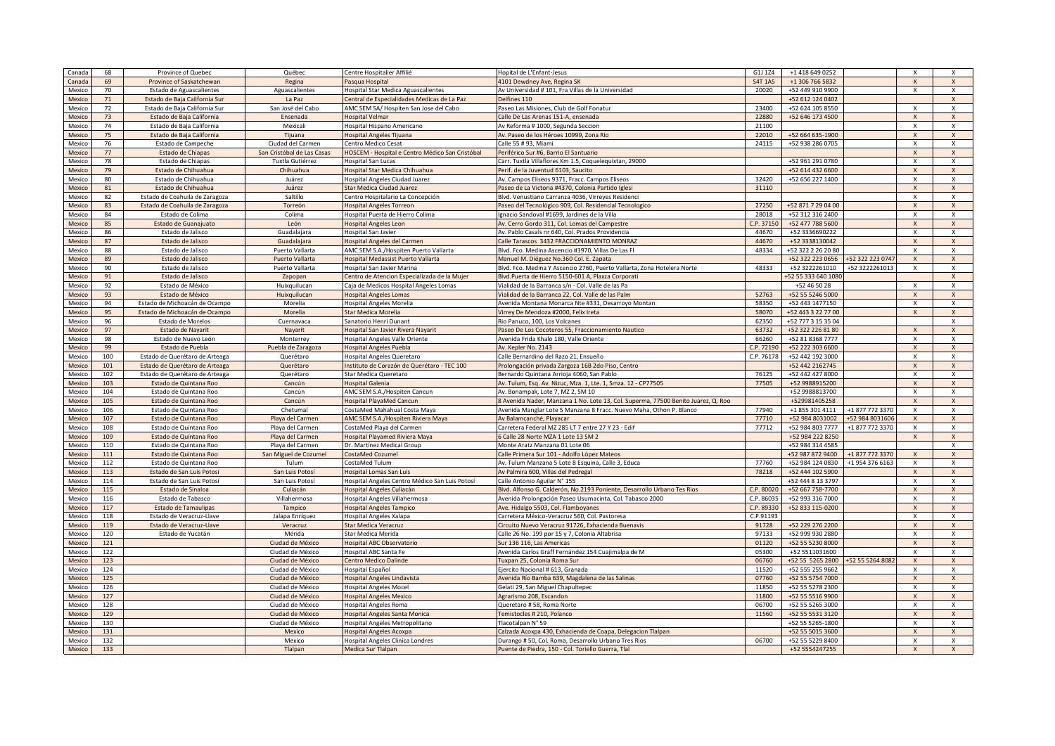| | | | | | | | | | | |
|---|---|---|---|---|---|---|---|---|---|---|
| Canada | 68 | Province of Quebec | Québec | Centre Hospitalier Affilié | Hopital de L'Enfant-Jesus | G1J 1Z4 | +1 418 649 0252 | | X | X |
| Canada | 69 | Province of Saskatchewan | Regina | Pasqua Hospital | 4101 Dewdney Ave, Regina SK | S4T 1A5 | +1 306 766 5832 | | X | X |
| Mexico | 70 | Estado de Aguascalientes | Aguascalientes | Hospital Star Medica Aguascalientes | Av Universidad # 101, Fra Villas de la Universidad | 20020 | +52 449 910 9900 | | X | X |
| Mexico | 71 | Estado de Baja California Sur | La Paz | Central de Especialidades Medicas de La Paz | Delfines 110 | | +52 612 124 0402 | | | X |
| Mexico | 72 | Estado de Baja California Sur | San José del Cabo | AMC SEM SA/ Hospiten San Jose del Cabo | Paseo Las Misiones, Club de Golf Fonatur | 23400 | +52 624 105 8550 | | X | X |
| Mexico | 73 | Estado de Baja California | Ensenada | Hospital Velmar | Calle De Las Arenas 151-A, ensenada | 22880 | +52 646 173 4500 | | X | X |
| Mexico | 74 | Estado de Baja California | Mexicali | Hospital Hispano Americano | Av Reforma # 1000, Segunda Seccion | 21100 | | | X | X |
| Mexico | 75 | Estado de Baja California | Tijuana | Hospital Angeles Tijuana | Av. Paseo de los Héroes 10999, Zona Rio | 22010 | +52 664 635-1900 | | X | X |
| Mexico | 76 | Estado de Campeche | Ciudad del Carmen | Centro Medico Cesat | Calle 55 # 93, Miami | 24115 | +52 938 286 0705 | | X | X |
| Mexico | 77 | Estado de Chiapas | San Cristóbal de Las Casas | HOSCEM - Hospital e Centro Médico San Cristóbal | Periférico Sur #6, Barrio El Santuario | | | | X | X |
| Mexico | 78 | Estado de Chiapas | Tuxtla Gutiérrez | Hospital San Lucas | Carr. Tuxtla Villaflores Km 1.5, Coquelequixtan, 29000 | | +52 961 291 0780 | | X | X |
| Mexico | 79 | Estado de Chihuahua | Chihuahua | Hospital Star Medica Chihuahua | Perif. de la Juventud 6103, Saucito | | +52 614 432 6600 | | X | X |
| Mexico | 80 | Estado de Chihuahua | Juárez | Hospital Angeles Ciudad Juarez | Av. Campos Eliseos 9371, Fracc. Campos Eliseos | 32420 | +52 656 227 1400 | | X | X |
| Mexico | 81 | Estado de Chihuahua | Juárez | Star Medica Ciudad Juarez | Paseo de La Victoria #4370, Colonia Partido Iglesi | 31110 | | | X | X |
| Mexico | 82 | Estado de Coahuila de Zaragoza | Saltillo | Centro Hospitalario La Concepción | Blvd. Venustiano Carranza 4036, Virreyes Residenci | | | | X | X |
| Mexico | 83 | Estado de Coahuila de Zaragoza | Torreón | Hospital Angeles Torreon | Paseo del Tecnológico 909, Col. Residencial Tecnologico | 27250 | +52 871 7 29 04 00 | | X | X |
| Mexico | 84 | Estado de Colima | Colima | Hospital Puerta de Hierro Colima | Ignacio Sandoval #1699, Jardines de la Villa | 28018 | +52 312 316 2400 | | X | X |
| Mexico | 85 | Estado de Guanajuato | León | Hospital Angeles Leon | Av. Cerro Gordo 311, Col. Lomas del Campestre | C.P. 37150 | +52 477 788 5600 | | X | X |
| Mexico | 86 | Estado de Jalisco | Guadalajara | Hospital San Javier | Av. Pablo Casals nr 640, Col. Prados Providencia | 44670 | +52 3336690222 | | X | X |
| Mexico | 87 | Estado de Jalisco | Guadalajara | Hospital Angeles del Carmen | Calle Tarascos 3432 FRACCIONAMIENTO MONRAZ | 44670 | +52 3338130042 | | X | X |
| Mexico | 88 | Estado de Jalisco | Puerto Vallarta | AMC SEM S.A./Hospiten Puerto Vallarta | Blvd. Fco. Medina Ascencio #3970, Villas De Las Fl | 48334 | +52 322 2 26 20 80 | | X | X |
| Mexico | 89 | Estado de Jalisco | Puerto Vallarta | Hospital Medassist Puerto Vallarta | Manuel M. Diéguez No.360 Col. E. Zapata | | +52 322 223 0656 | +52 322 223 0747 | X | X |
| Mexico | 90 | Estado de Jalisco | Puerto Vallarta | Hospital San Javier Marina | Blvd. Fco. Medina Y Ascencio 2760, Puerto Vallarta, Zona Hotelera Norte | 48333 | +52 3222261010 | +52 3222261013 | X | X |
| Mexico | 91 | Estado de Jalisco | Zapopan | Centro de Atencion Especializada de la Mujer | Blvd.Puerta de Hierro 5150-601 A, Plaxza Corporati | | +52 55 333 640 1080 | | | X |
| Mexico | 92 | Estado de México | Huixquilucan | Caja de Medicos Hospital Angeles Lomas | Vialidad de la Barranca s/n - Col. Valle de las Pa | | +52 46 50 28 | | X | X |
| Mexico | 93 | Estado de México | Huixquilucan | Hospital Angeles Lomas | Vialidad de la Barranca 22, Col. Valle de las Palm | 52763 | +52 55 5246 5000 | | X | X |
| Mexico | 94 | Estado de Michoacán de Ocampo | Morelia | Hospital Angeles Morelia | Avenida Montana Monarca Nte #331, Desarroyo Montan | 58350 | +52 443 1477150 | | X | X |
| Mexico | 95 | Estado de Michoacán de Ocampo | Morelia | Star Medica Morelia | Virrey De Mendoza #2000, Felix Ireta | 58070 | +52 443 3 22 77 00 | | X | X |
| Mexico | 96 | Estado de Morelos | Cuernavaca | Sanatorio Henri Dunant | Rio Panuco, 100, Los Volcanes | 62350 | +52 777 3 15 35 04 | | | X |
| Mexico | 97 | Estado de Nayarit | Nayarit | Hospital San Javier Rivera Nayarit | Paseo De Los Cocoteros 55, Fraccionamiento Nautico | 63732 | +52 322 226 81 80 | | X | X |
| Mexico | 98 | Estado de Nuevo León | Monterrey | Hospital Angeles Valle Oriente | Avenida Frida Khalo 180, Valle Oriente | 66260 | +52 81 8368 7777 | | X | X |
| Mexico | 99 | Estado de Puebla | Puebla de Zaragoza | Hospital Angeles Puebla | Av. Kepler No. 2143 | C.P. 72190 | +52 222 303 6600 | | X | X |
| Mexico | 100 | Estado de Querétaro de Arteaga | Querétaro | Hospital Angeles Queretaro | Calle Bernardino del Razo 21, Ensueño | C.P. 76178 | +52 442 192 3000 | | X | X |
| Mexico | 101 | Estado de Querétaro de Arteaga | Querétaro | Instituto de Corazón de Querétaro - TEC 100 | Prolongación privada Zargoza 16B 2do Piso, Centro | | +52 442 2162745 | | X | X |
| Mexico | 102 | Estado de Querétaro de Arteaga | Querétaro | Star Medica Queretaro | Bernardo Quintana Arrioja 4060, San Pablo | 76125 | +52 442 427 8000 | | X | X |
| Mexico | 103 | Estado de Quintana Roo | Cancún | Hospital Galenia | Av. Tulum, Esq. Av. Nizuc, Mza. 1, Lte. 1, Smza. 12 - CP77505 | 77505 | +52 9988915200 | | X | X |
| Mexico | 104 | Estado de Quintana Roo | Cancún | AMC SEM S.A./Hospiten Cancun | Av. Bonampak, Lote 7, MZ 2, SM 10 | | +52 9988813700 | | X | X |
| Mexico | 105 | Estado de Quintana Roo | Cancún | Hospital PlayaMed Cancun | 8 Avenida Nader, Manzana 1 No. Lote 13, Col. Superma, 77500 Benito Juarez, Q. Roo | | +529981405258 | | X | X |
| Mexico | 106 | Estado de Quintana Roo | Chetumal | CostaMed Mahahual Costa Maya | Avenida Manglar Lote 5 Manzana 8 Fracc. Nuevo Maha, Othon P. Blanco | 77940 | +1 855 301 4111 | +1 877 772 3370 | X | X |
| Mexico | 107 | Estado de Quintana Roo | Playa del Carmen | AMC SEM S.A./Hospiten Riviera Maya | Av Balamcanché, Playacar | 77710 | +52 984 8031002 | +52 984 8031606 | X | X |
| Mexico | 108 | Estado de Quintana Roo | Playa del Carmen | CostaMed Playa del Carmen | Carretera Federal MZ 285 LT 7 entre 27 Y 23 - Edif | 77712 | +52 984 803 7777 | +1 877 772 3370 | X | X |
| Mexico | 109 | Estado de Quintana Roo | Playa del Carmen | Hospital Playamed Riviera Maya | 6 Calle 28 Norte MZA 1 Lote 13 SM 2 | | +52 984 222 8250 | | X | X |
| Mexico | 110 | Estado de Quintana Roo | Playa del Carmen | Dr. Martinez Medical Group | Monte Aratz Manzana 01 Lote 06 | | +52 984 314 4585 | | | X |
| Mexico | 111 | Estado de Quintana Roo | San Miguel de Cozumel | CostaMed Cozumel | Calle Primera Sur 101 - Adolfo López Mateos | | +52 987 872 9400 | +1 877 772 3370 | X | X |
| Mexico | 112 | Estado de Quintana Roo | Tulum | CostaMed Tulum | Av. Tulum Manzana 5 Lote 8 Esquina, Calle 3, Educa | 77760 | +52 984 124 0830 | +1 954 376 6163 | X | X |
| Mexico | 113 | Estado de San Luis Potosí | San Luis Potosí | Hospital Lomas San Luis | Av Palmira 600, Villas del Pedregal | 78218 | +52 444 102 5900 | | X | X |
| Mexico | 114 | Estado de San Luis Potosí | San Luis Potosí | Hospital Angeles Centro Médico San Luis Potosí | Calle Antonio Aguilar N° 155 | | +52 444 8 13 3797 | | X | X |
| Mexico | 115 | Estado de Sinaloa | Culiacán | Hospital Angeles Culiacán | Blvd. Alfonso G. Calderón, No.2193 Poniente, Desarrollo Urbano Tres Rios | C.P. 80020 | +52 667 758-7700 | | X | X |
| Mexico | 116 | Estado de Tabasco | Villahermosa | Hospital Angeles Villahermosa | Avenida Prolongación Paseo Usumacinta, Col. Tabasco 2000 | C.P. 86035 | +52 993 316 7000 | | X | X |
| Mexico | 117 | Estado de Tamaulipas | Tampico | Hospital Angeles Tampico | Ave. Hidalgo 5503, Col. Flamboyanes | C.P. 89330 | +52 833 115-0200 | | X | X |
| Mexico | 118 | Estado de Veracruz-Llave | Jalapa Enríquez | Hospital Angeles Xalapa | Carretera México-Veracruz 560, Col. Pastoresa | C.P.91193 | | | X | X |
| Mexico | 119 | Estado de Veracruz-Llave | Veracruz | Star Medica Veracruz | Circuito Nuevo Veracruz 91726, Exhacienda Buenavis | 91728 | +52 229 276 2200 | | X | X |
| Mexico | 120 | Estado de Yucatán | Mérida | Star Medica Merida | Calle 26 No. 199 por 15 y 7, Colonia Altabrisa | 97133 | +52 999 930 2880 | | X | X |
| Mexico | 121 | | Ciudad de México | Hospital ABC Observatorio | Sur 136 116, Las Americas | 01120 | +52 55 5230 8000 | | X | X |
| Mexico | 122 | | Ciudad de México | Hospital ABC Santa Fe | Avenida Carlos Graff Fernández 154 Cuajimalpa de M | 05300 | +52 5511031600 | | X | X |
| Mexico | 123 | | Ciudad de México | Centro Medico Dalinde | Tuxpan 25, Colonia Roma Sur | 06760 | +52 55 5265 2800 | +52 55 5264 8082 | X | X |
| Mexico | 124 | | Ciudad de México | Hospital Español | Ejercito Nacional # 613, Granada | 11520 | +52 555 255 9662 | | X | X |
| Mexico | 125 | | Ciudad de México | Hospital Angeles Lindavista | Avenida Río Bamba 639, Magdalena de las Salinas | 07760 | +52 55 5754 7000 | | X | X |
| Mexico | 126 | | Ciudad de México | Hospital Angeles Mocel | Gelati 29, San Miguel Chapultepec | 11850 | +52 55 5278 2300 | | X | X |
| Mexico | 127 | | Ciudad de México | Hospital Angeles Mexico | Agrarismo 208, Escandon | 11800 | +52 55 5516 9900 | | X | X |
| Mexico | 128 | | Ciudad de México | Hospital Angeles Roma | Queretaro # 58, Roma Norte | 06700 | +52 55 5265 3000 | | X | X |
| Mexico | 129 | | Ciudad de México | Hospital Angeles Santa Monica | Temistocles # 210, Polanco | 11560 | +52 55 5531 3120 | | X | X |
| Mexico | 130 | | Ciudad de México | Hospital Angeles Metropolitano | Tlacotalpan N° 59 | | +52 55 5265-1800 | | X | X |
| Mexico | 131 | | Mexico | Hospital Angeles Acoxpa | Calzada Acoxpa 430, Exhacienda de Coapa, Delegacion Tlalpan | | +52 55 5015 3600 | | X | X |
| Mexico | 132 | | Mexico | Hospital Angeles Clinica Londres | Durango # 50, Col. Roma, Desarrollo Urbano Tres Rios | 06700 | +52 55 5229 8400 | | X | X |
| Mexico | 133 | | Tlalpan | Medica Sur Tlalpan | Puente de Piedra, 150 - Col. Toriello Guerra, Tlal | | +52 5554247255 | | X | X |